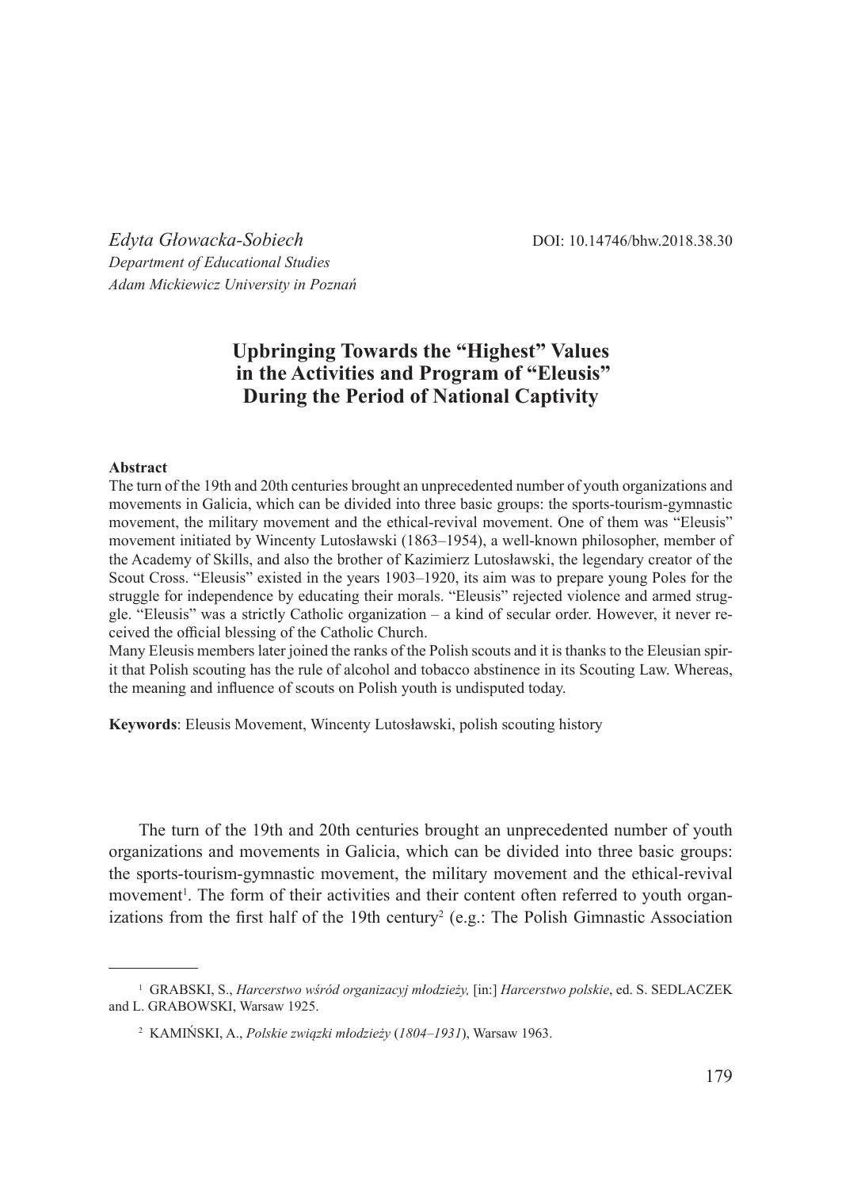*Edyta Głowacka-Sobiech*
*Department of Educational Studies*
*Adam Mickiewicz University in Poznań*

DOI: 10.14746/bhw.2018.38.30

# Upbringing Towards the "Highest" Values in the Activities and Program of "Eleusis" During the Period of National Captivity

**Abstract**

The turn of the 19th and 20th centuries brought an unprecedented number of youth organizations and movements in Galicia, which can be divided into three basic groups: the sports-tourism-gymnastic movement, the military movement and the ethical-revival movement. One of them was "Eleusis" movement initiated by Wincenty Lutosławski (1863–1954), a well-known philosopher, member of the Academy of Skills, and also the brother of Kazimierz Lutosławski, the legendary creator of the Scout Cross. "Eleusis" existed in the years 1903–1920, its aim was to prepare young Poles for the struggle for independence by educating their morals. "Eleusis" rejected violence and armed struggle. "Eleusis" was a strictly Catholic organization – a kind of secular order. However, it never received the official blessing of the Catholic Church.

Many Eleusis members later joined the ranks of the Polish scouts and it is thanks to the Eleusian spirit that Polish scouting has the rule of alcohol and tobacco abstinence in its Scouting Law. Whereas, the meaning and influence of scouts on Polish youth is undisputed today.

**Keywords**: Eleusis Movement, Wincenty Lutosławski, polish scouting history

The turn of the 19th and 20th centuries brought an unprecedented number of youth organizations and movements in Galicia, which can be divided into three basic groups: the sports-tourism-gymnastic movement, the military movement and the ethical-revival movement[1]. The form of their activities and their content often referred to youth organizations from the first half of the 19th century[2] (e.g.: The Polish Gimnastic Association

---

[1] GRABSKI, S., *Harcerstwo wśród organizacyj młodzieży,* [in:] *Harcerstwo polskie*, ed. S. SEDLACZEK and L. GRABOWSKI, Warsaw 1925.

[2] KAMIŃSKI, A., *Polskie związki młodzieży* (*1804–1931*), Warsaw 1963.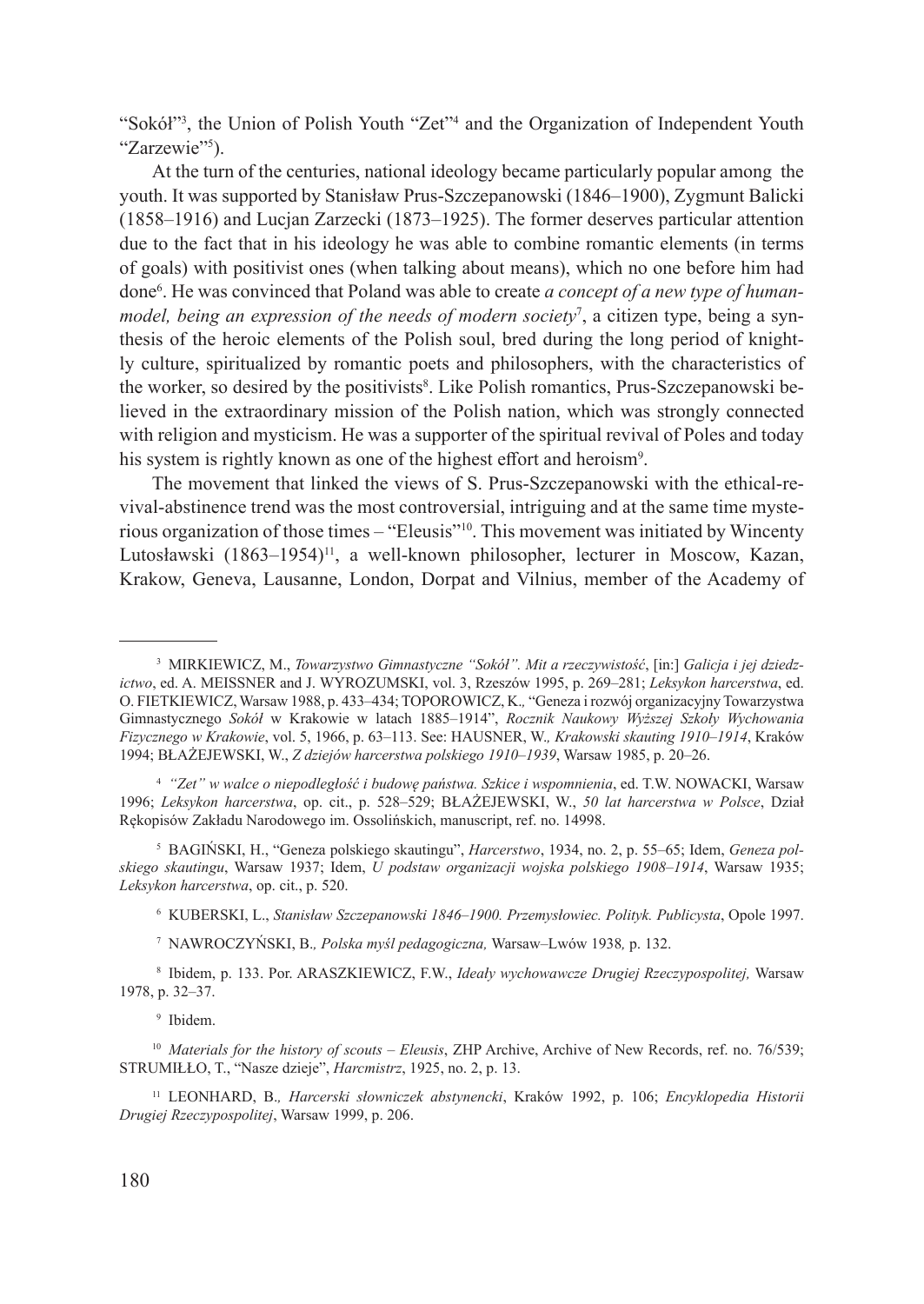"Sokół"[3], the Union of Polish Youth "Zet"[4] and the Organization of Independent Youth "Zarzewie"[5]).

At the turn of the centuries, national ideology became particularly popular among the youth. It was supported by Stanisław Prus-Szczepanowski (1846–1900), Zygmunt Balicki (1858–1916) and Lucjan Zarzecki (1873–1925). The former deserves particular attention due to the fact that in his ideology he was able to combine romantic elements (in terms of goals) with positivist ones (when talking about means), which no one before him had done[6]. He was convinced that Poland was able to create *a concept of a new type of human-model, being an expression of the needs of modern society*[7], a citizen type, being a synthesis of the heroic elements of the Polish soul, bred during the long period of knightly culture, spiritualized by romantic poets and philosophers, with the characteristics of the worker, so desired by the positivists[8]. Like Polish romantics, Prus-Szczepanowski believed in the extraordinary mission of the Polish nation, which was strongly connected with religion and mysticism. He was a supporter of the spiritual revival of Poles and today his system is rightly known as one of the highest effort and heroism[9].

The movement that linked the views of S. Prus-Szczepanowski with the ethical-revival-abstinence trend was the most controversial, intriguing and at the same time mysterious organization of those times – "Eleusis"[10]. This movement was initiated by Wincenty Lutosławski (1863–1954)[11], a well-known philosopher, lecturer in Moscow, Kazan, Krakow, Geneva, Lausanne, London, Dorpat and Vilnius, member of the Academy of

---

[3] MIRKIEWICZ, M., *Towarzystwo Gimnastyczne "Sokół". Mit a rzeczywistość*, [in:] *Galicja i jej dziedzictwo*, ed. A. MEISSNER and J. WYROZUMSKI, vol. 3, Rzeszów 1995, p. 269–281; *Leksykon harcerstwa*, ed. O. FIETKIEWICZ, Warsaw 1988, p. 433–434; TOPOROWICZ, K., "Geneza i rozwój organizacyjny Towarzystwa Gimnastycznego *Sokół* w Krakowie w latach 1885–1914", *Rocznik Naukowy Wyższej Szkoły Wychowania Fizycznego w Krakowie*, vol. 5, 1966, p. 63–113. See: HAUSNER, W., *Krakowski skauting 1910–1914*, Kraków 1994; BŁAŻEJEWSKI, W., *Z dziejów harcerstwa polskiego 1910–1939*, Warsaw 1985, p. 20–26.

[4] *"Zet" w walce o niepodległość i budowę państwa. Szkice i wspomnienia*, ed. T.W. NOWACKI, Warsaw 1996; *Leksykon harcerstwa*, op. cit., p. 528–529; BŁAŻEJEWSKI, W., *50 lat harcerstwa w Polsce*, Dział Rękopisów Zakładu Narodowego im. Ossolińskich, manuscript, ref. no. 14998.

[5] BAGIŃSKI, H., "Geneza polskiego skautingu", *Harcerstwo*, 1934, no. 2, p. 55–65; Idem, *Geneza polskiego skautingu*, Warsaw 1937; Idem, *U podstaw organizacji wojska polskiego 1908–1914*, Warsaw 1935; *Leksykon harcerstwa*, op. cit., p. 520.

[6] KUBERSKI, L., *Stanisław Szczepanowski 1846–1900. Przemysłowiec. Polityk. Publicysta*, Opole 1997.

[7] NAWROCZYŃSKI, B., *Polska myśl pedagogiczna,* Warsaw–Lwów 1938, p. 132.

[8] Ibidem, p. 133. Por. ARASZKIEWICZ, F.W., *Ideały wychowawcze Drugiej Rzeczypospolitej,* Warsaw 1978, p. 32–37.

[9] Ibidem.

[10] *Materials for the history of scouts – Eleusis*, ZHP Archive, Archive of New Records, ref. no. 76/539; STRUMIŁŁO, T., "Nasze dzieje", *Harcmistrz*, 1925, no. 2, p. 13.

[11] LEONHARD, B., *Harcerski słowniczek abstynencki*, Kraków 1992, p. 106; *Encyklopedia Historii Drugiej Rzeczypospolitej*, Warsaw 1999, p. 206.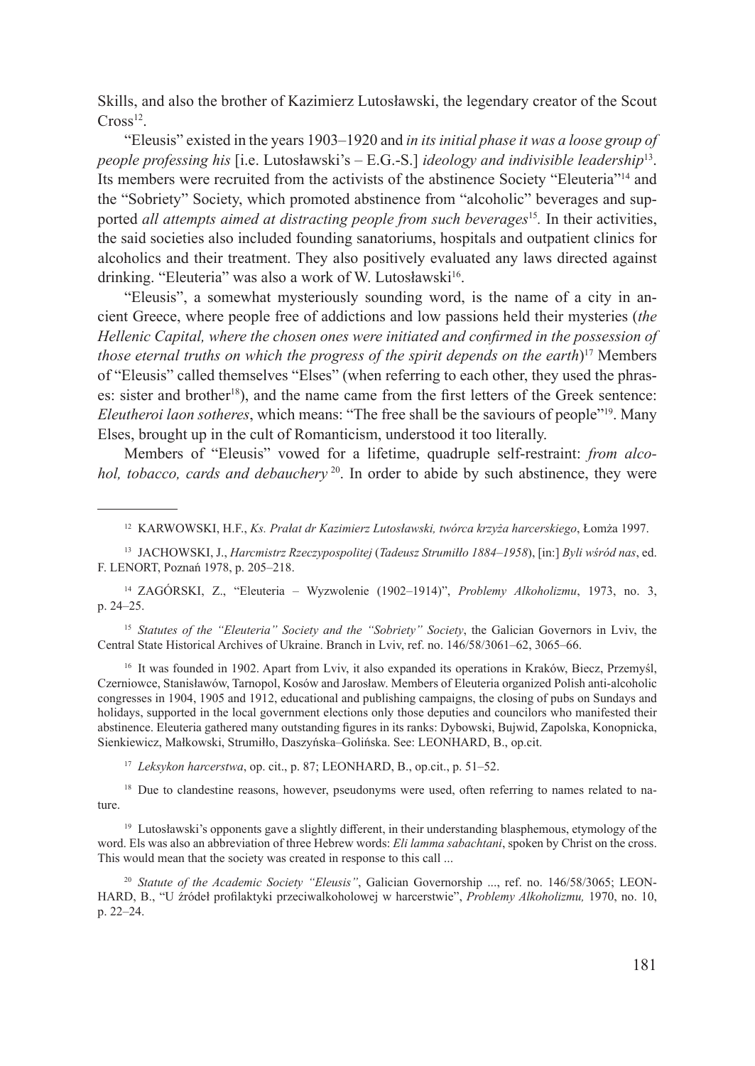Skills, and also the brother of Kazimierz Lutosławski, the legendary creator of the Scout Cross[12].

"Eleusis" existed in the years 1903–1920 and *in its initial phase it was a loose group of people professing his* [i.e. Lutosławski's – E.G.-S.] *ideology and indivisible leadership*[13]. Its members were recruited from the activists of the abstinence Society "Eleuteria"[14] and the "Sobriety" Society, which promoted abstinence from "alcoholic" beverages and supported *all attempts aimed at distracting people from such beverages*[15]. In their activities, the said societies also included founding sanatoriums, hospitals and outpatient clinics for alcoholics and their treatment. They also positively evaluated any laws directed against drinking. "Eleuteria" was also a work of W. Lutosławski[16].

"Eleusis", a somewhat mysteriously sounding word, is the name of a city in ancient Greece, where people free of addictions and low passions held their mysteries (*the Hellenic Capital, where the chosen ones were initiated and confirmed in the possession of those eternal truths on which the progress of the spirit depends on the earth*)[17] Members of "Eleusis" called themselves "Elses" (when referring to each other, they used the phrases: sister and brother[18]), and the name came from the first letters of the Greek sentence: *Eleutheroi laon sotheres*, which means: "The free shall be the saviours of people"[19]. Many Elses, brought up in the cult of Romanticism, understood it too literally.

Members of "Eleusis" vowed for a lifetime, quadruple self-restraint: *from alcohol, tobacco, cards and debauchery*[20]. In order to abide by such abstinence, they were

---

[12] KARWOWSKI, H.F., *Ks. Prałat dr Kazimierz Lutosławski, twórca krzyża harcerskiego*, Łomża 1997.

[13] JACHOWSKI, J., *Harcmistrz Rzeczypospolitej* (*Tadeusz Strumiłło 1884–1958*), [in:] *Byli wśród nas*, ed. F. LENORT, Poznań 1978, p. 205–218.

[14] ZAGÓRSKI, Z., "Eleuteria – Wyzwolenie (1902–1914)", *Problemy Alkoholizmu*, 1973, no. 3, p. 24–25.

[15] *Statutes of the "Eleuteria" Society and the "Sobriety" Society*, the Galician Governors in Lviv, the Central State Historical Archives of Ukraine. Branch in Lviv, ref. no. 146/58/3061–62, 3065–66.

[16] It was founded in 1902. Apart from Lviv, it also expanded its operations in Kraków, Biecz, Przemyśl, Czerniowce, Stanisławów, Tarnopol, Kosów and Jarosław. Members of Eleuteria organized Polish anti-alcoholic congresses in 1904, 1905 and 1912, educational and publishing campaigns, the closing of pubs on Sundays and holidays, supported in the local government elections only those deputies and councilors who manifested their abstinence. Eleuteria gathered many outstanding figures in its ranks: Dybowski, Bujwid, Zapolska, Konopnicka, Sienkiewicz, Małkowski, Strumiłło, Daszyńska–Golińska. See: LEONHARD, B., op.cit.

[17] *Leksykon harcerstwa*, op. cit., p. 87; LEONHARD, B., op.cit., p. 51–52.

[18] Due to clandestine reasons, however, pseudonyms were used, often referring to names related to nature.

[19] Lutosławski's opponents gave a slightly different, in their understanding blasphemous, etymology of the word. Els was also an abbreviation of three Hebrew words: *Eli lamma sabachtani*, spoken by Christ on the cross. This would mean that the society was created in response to this call ...

[20] *Statute of the Academic Society "Eleusis"*, Galician Governorship ..., ref. no. 146/58/3065; LEONHARD, B., "U źródeł profilaktyki przeciwalkoholowej w harcerstwie", *Problemy Alkoholizmu,* 1970, no. 10, p. 22–24.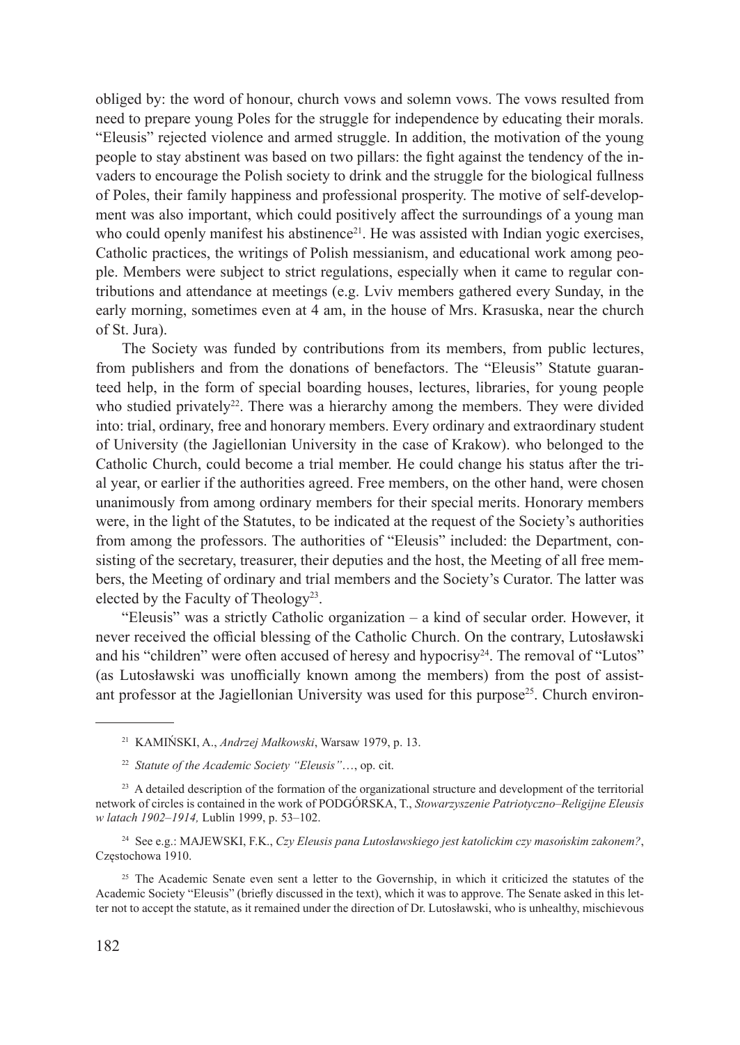obliged by: the word of honour, church vows and solemn vows. The vows resulted from need to prepare young Poles for the struggle for independence by educating their morals. "Eleusis" rejected violence and armed struggle. In addition, the motivation of the young people to stay abstinent was based on two pillars: the fight against the tendency of the invaders to encourage the Polish society to drink and the struggle for the biological fullness of Poles, their family happiness and professional prosperity. The motive of self-development was also important, which could positively affect the surroundings of a young man who could openly manifest his abstinence[21]. He was assisted with Indian yogic exercises, Catholic practices, the writings of Polish messianism, and educational work among people. Members were subject to strict regulations, especially when it came to regular contributions and attendance at meetings (e.g. Lviv members gathered every Sunday, in the early morning, sometimes even at 4 am, in the house of Mrs. Krasuska, near the church of St. Jura).

The Society was funded by contributions from its members, from public lectures, from publishers and from the donations of benefactors. The "Eleusis" Statute guaranteed help, in the form of special boarding houses, lectures, libraries, for young people who studied privately[22]. There was a hierarchy among the members. They were divided into: trial, ordinary, free and honorary members. Every ordinary and extraordinary student of University (the Jagiellonian University in the case of Krakow). who belonged to the Catholic Church, could become a trial member. He could change his status after the trial year, or earlier if the authorities agreed. Free members, on the other hand, were chosen unanimously from among ordinary members for their special merits. Honorary members were, in the light of the Statutes, to be indicated at the request of the Society's authorities from among the professors. The authorities of "Eleusis" included: the Department, consisting of the secretary, treasurer, their deputies and the host, the Meeting of all free members, the Meeting of ordinary and trial members and the Society's Curator. The latter was elected by the Faculty of Theology[23].

"Eleusis" was a strictly Catholic organization – a kind of secular order. However, it never received the official blessing of the Catholic Church. On the contrary, Lutosławski and his "children" were often accused of heresy and hypocrisy[24]. The removal of "Lutos" (as Lutosławski was unofficially known among the members) from the post of assistant professor at the Jagiellonian University was used for this purpose[25]. Church environ-

[21] KAMIŃSKI, A., *Andrzej Małkowski*, Warsaw 1979, p. 13.

[22] *Statute of the Academic Society "Eleusis"*…, op. cit.

[23] A detailed description of the formation of the organizational structure and development of the territorial network of circles is contained in the work of PODGÓRSKA, T., *Stowarzyszenie Patriotyczno–Religijne Eleusis w latach 1902–1914,* Lublin 1999, p. 53–102.

[24] See e.g.: MAJEWSKI, F.K., *Czy Eleusis pana Lutosławskiego jest katolickim czy masońskim zakonem?*, Częstochowa 1910.

[25] The Academic Senate even sent a letter to the Governship, in which it criticized the statutes of the Academic Society "Eleusis" (briefly discussed in the text), which it was to approve. The Senate asked in this letter not to accept the statute, as it remained under the direction of Dr. Lutosławski, who is unhealthy, mischievous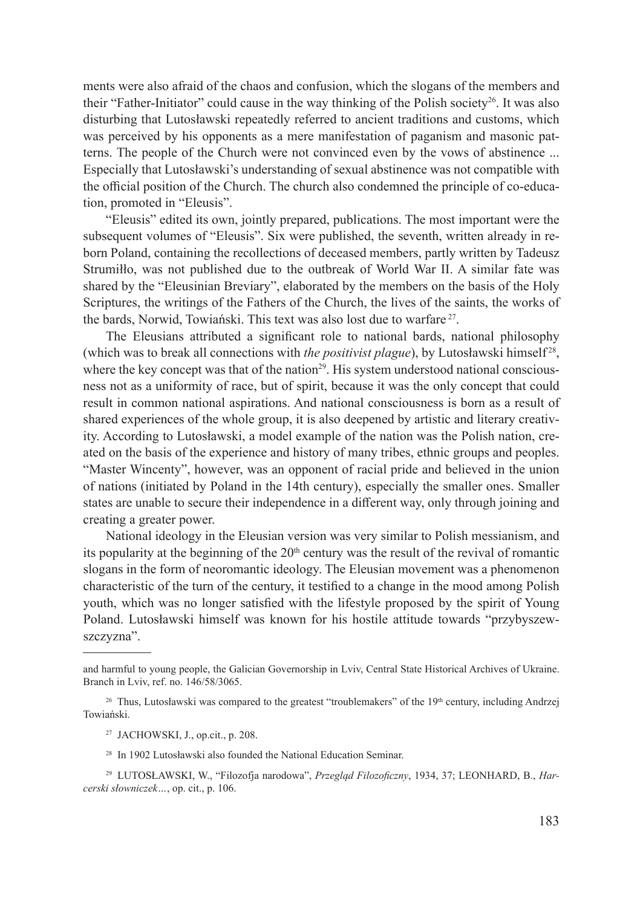ments were also afraid of the chaos and confusion, which the slogans of the members and their "Father-Initiator" could cause in the way thinking of the Polish society[26]. It was also disturbing that Lutosławski repeatedly referred to ancient traditions and customs, which was perceived by his opponents as a mere manifestation of paganism and masonic patterns. The people of the Church were not convinced even by the vows of abstinence ... Especially that Lutosławski's understanding of sexual abstinence was not compatible with the official position of the Church. The church also condemned the principle of co-education, promoted in "Eleusis".

"Eleusis" edited its own, jointly prepared, publications. The most important were the subsequent volumes of "Eleusis". Six were published, the seventh, written already in reborn Poland, containing the recollections of deceased members, partly written by Tadeusz Strumiłło, was not published due to the outbreak of World War II. A similar fate was shared by the "Eleusinian Breviary", elaborated by the members on the basis of the Holy Scriptures, the writings of the Fathers of the Church, the lives of the saints, the works of the bards, Norwid, Towiański. This text was also lost due to warfare[27].

The Eleusians attributed a significant role to national bards, national philosophy (which was to break all connections with *the positivist plague*), by Lutosławski himself[28], where the key concept was that of the nation[29]. His system understood national consciousness not as a uniformity of race, but of spirit, because it was the only concept that could result in common national aspirations. And national consciousness is born as a result of shared experiences of the whole group, it is also deepened by artistic and literary creativity. According to Lutosławski, a model example of the nation was the Polish nation, created on the basis of the experience and history of many tribes, ethnic groups and peoples. "Master Wincenty", however, was an opponent of racial pride and believed in the union of nations (initiated by Poland in the 14th century), especially the smaller ones. Smaller states are unable to secure their independence in a different way, only through joining and creating a greater power.

National ideology in the Eleusian version was very similar to Polish messianism, and its popularity at the beginning of the 20th century was the result of the revival of romantic slogans in the form of neoromantic ideology. The Eleusian movement was a phenomenon characteristic of the turn of the century, it testified to a change in the mood among Polish youth, which was no longer satisfied with the lifestyle proposed by the spirit of Young Poland. Lutosławski himself was known for his hostile attitude towards "przybyszewszczyzna".

---

and harmful to young people, the Galician Governorship in Lviv, Central State Historical Archives of Ukraine. Branch in Lviv, ref. no. 146/58/3065.

[26] Thus, Lutosławski was compared to the greatest "troublemakers" of the 19th century, including Andrzej Towiański.

[27] JACHOWSKI, J., op.cit., p. 208.

[28] In 1902 Lutosławski also founded the National Education Seminar.

[29] LUTOSŁAWSKI, W., "Filozofja narodowa", *Przegląd Filozoficzny*, 1934, 37; LEONHARD, B., *Harcerski słowniczek…*, op. cit., p. 106.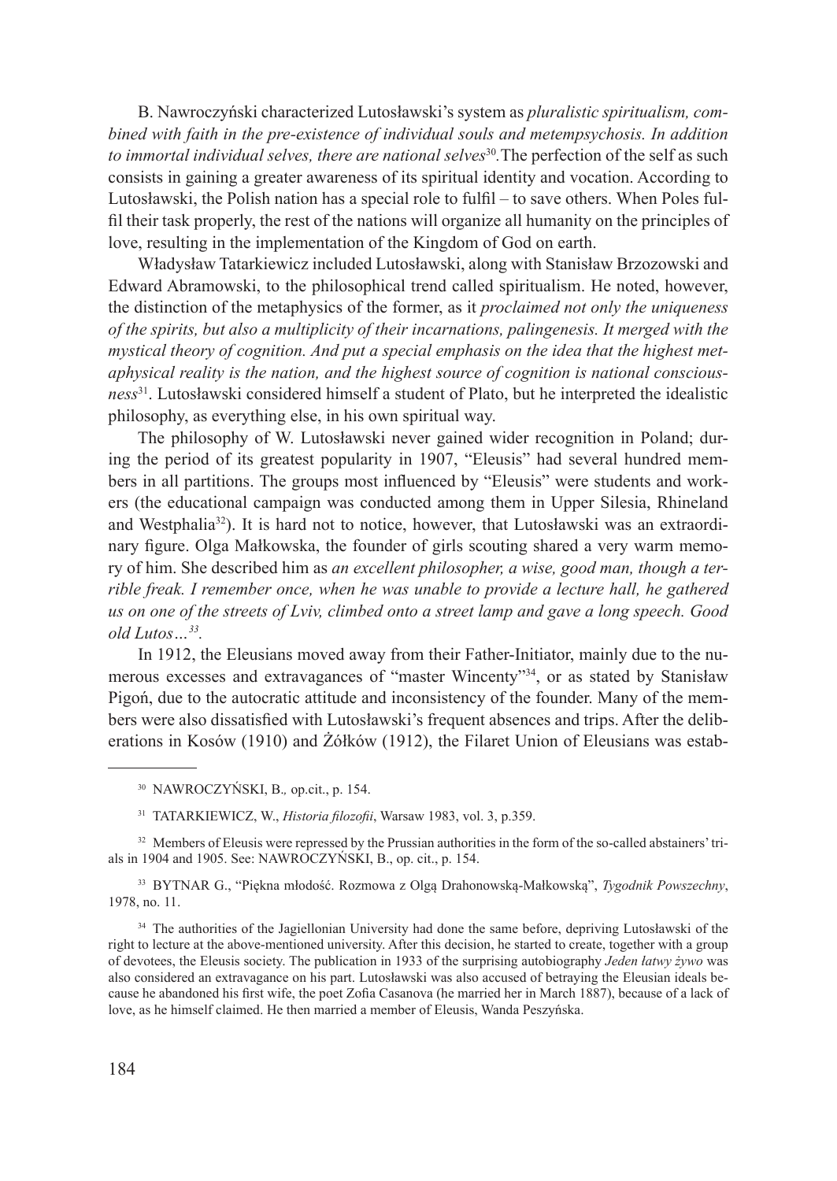B. Nawroczyński characterized Lutosławski's system as *pluralistic spiritualism, combined with faith in the pre-existence of individual souls and metempsychosis. In addition to immortal individual selves, there are national selves*[30]. The perfection of the self as such consists in gaining a greater awareness of its spiritual identity and vocation. According to Lutosławski, the Polish nation has a special role to fulfil – to save others. When Poles fulfil their task properly, the rest of the nations will organize all humanity on the principles of love, resulting in the implementation of the Kingdom of God on earth.

Władysław Tatarkiewicz included Lutosławski, along with Stanisław Brzozowski and Edward Abramowski, to the philosophical trend called spiritualism. He noted, however, the distinction of the metaphysics of the former, as it *proclaimed not only the uniqueness of the spirits, but also a multiplicity of their incarnations, palingenesis. It merged with the mystical theory of cognition. And put a special emphasis on the idea that the highest metaphysical reality is the nation, and the highest source of cognition is national consciousness*[31]. Lutosławski considered himself a student of Plato, but he interpreted the idealistic philosophy, as everything else, in his own spiritual way.

The philosophy of W. Lutosławski never gained wider recognition in Poland; during the period of its greatest popularity in 1907, "Eleusis" had several hundred members in all partitions. The groups most influenced by "Eleusis" were students and workers (the educational campaign was conducted among them in Upper Silesia, Rhineland and Westphalia[32]). It is hard not to notice, however, that Lutosławski was an extraordinary figure. Olga Małkowska, the founder of girls scouting shared a very warm memory of him. She described him as *an excellent philosopher, a wise, good man, though a terrible freak. I remember once, when he was unable to provide a lecture hall, he gathered us on one of the streets of Lviv, climbed onto a street lamp and gave a long speech. Good old Lutos…*[33].

In 1912, the Eleusians moved away from their Father-Initiator, mainly due to the numerous excesses and extravagances of "master Wincenty"[34], or as stated by Stanisław Pigoń, due to the autocratic attitude and inconsistency of the founder. Many of the members were also dissatisfied with Lutosławski's frequent absences and trips. After the deliberations in Kosów (1910) and Żółków (1912), the Filaret Union of Eleusians was estab-

---

[30] NAWROCZYŃSKI, B., op.cit., p. 154.

[31] TATARKIEWICZ, W., *Historia filozofii*, Warsaw 1983, vol. 3, p.359.

[32] Members of Eleusis were repressed by the Prussian authorities in the form of the so-called abstainers' trials in 1904 and 1905. See: NAWROCZYŃSKI, B., op. cit., p. 154.

[33] BYTNAR G., "Piękna młodość. Rozmowa z Olgą Drahonowską-Małkowską", *Tygodnik Powszechny*, 1978, no. 11.

[34] The authorities of the Jagiellonian University had done the same before, depriving Lutosławski of the right to lecture at the above-mentioned university. After this decision, he started to create, together with a group of devotees, the Eleusis society. The publication in 1933 of the surprising autobiography *Jeden łatwy żywo* was also considered an extravagance on his part. Lutosławski was also accused of betraying the Eleusian ideals because he abandoned his first wife, the poet Zofia Casanova (he married her in March 1887), because of a lack of love, as he himself claimed. He then married a member of Eleusis, Wanda Peszyńska.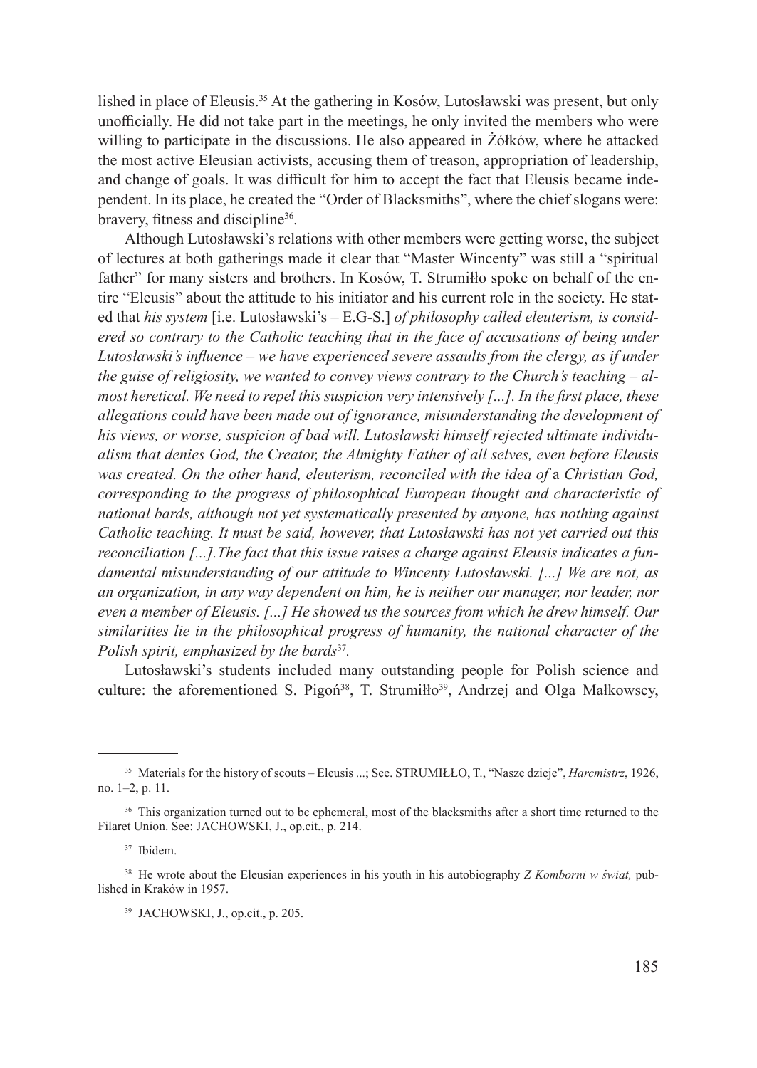lished in place of Eleusis.[35] At the gathering in Kosów, Lutosławski was present, but only unofficially. He did not take part in the meetings, he only invited the members who were willing to participate in the discussions. He also appeared in Żółków, where he attacked the most active Eleusian activists, accusing them of treason, appropriation of leadership, and change of goals. It was difficult for him to accept the fact that Eleusis became independent. In its place, he created the "Order of Blacksmiths", where the chief slogans were: bravery, fitness and discipline[36].

Although Lutosławski's relations with other members were getting worse, the subject of lectures at both gatherings made it clear that "Master Wincenty" was still a "spiritual father" for many sisters and brothers. In Kosów, T. Strumiłło spoke on behalf of the entire "Eleusis" about the attitude to his initiator and his current role in the society. He stated that *his system* [i.e. Lutosławski's – E.G-S.] *of philosophy called eleuterism, is considered so contrary to the Catholic teaching that in the face of accusations of being under Lutosławski's influence – we have experienced severe assaults from the clergy, as if under the guise of religiosity, we wanted to convey views contrary to the Church's teaching – almost heretical. We need to repel this suspicion very intensively [...]. In the first place, these allegations could have been made out of ignorance, misunderstanding the development of his views, or worse, suspicion of bad will. Lutosławski himself rejected ultimate individualism that denies God, the Creator, the Almighty Father of all selves, even before Eleusis was created. On the other hand, eleuterism, reconciled with the idea of* a *Christian God, corresponding to the progress of philosophical European thought and characteristic of national bards, although not yet systematically presented by anyone, has nothing against Catholic teaching. It must be said, however, that Lutosławski has not yet carried out this reconciliation [...].The fact that this issue raises a charge against Eleusis indicates a fundamental misunderstanding of our attitude to Wincenty Lutosławski. [...] We are not, as an organization, in any way dependent on him, he is neither our manager, nor leader, nor even a member of Eleusis. [...] He showed us the sources from which he drew himself. Our similarities lie in the philosophical progress of humanity, the national character of the Polish spirit, emphasized by the bards*[37].

Lutosławski's students included many outstanding people for Polish science and culture: the aforementioned S. Pigoń[38], T. Strumiłło[39], Andrzej and Olga Małkowscy,

---

[35] Materials for the history of scouts – Eleusis ...; See. STRUMIŁŁO, T., "Nasze dzieje", *Harcmistrz*, 1926, no. 1–2, p. 11.

[36] This organization turned out to be ephemeral, most of the blacksmiths after a short time returned to the Filaret Union. See: JACHOWSKI, J., op.cit., p. 214.

[37] Ibidem.

[38] He wrote about the Eleusian experiences in his youth in his autobiography *Z Komborni w świat,* published in Kraków in 1957.

[39] JACHOWSKI, J., op.cit., p. 205.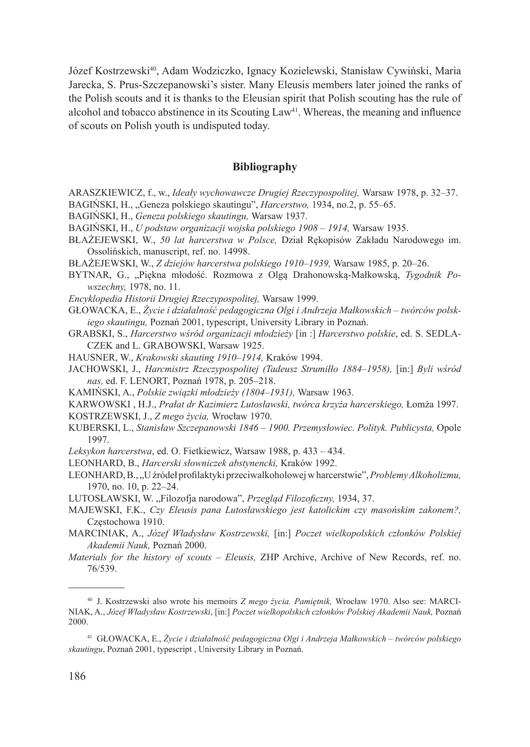Józef Kostrzewski[40], Adam Wodziczko, Ignacy Kozielewski, Stanisław Cywiński, Maria Jarecka, S. Prus-Szczepanowski's sister. Many Eleusis members later joined the ranks of the Polish scouts and it is thanks to the Eleusian spirit that Polish scouting has the rule of alcohol and tobacco abstinence in its Scouting Law[41]. Whereas, the meaning and influence of scouts on Polish youth is undisputed today.

## Bibliography

ARASZKIEWICZ, f., w., *Ideały wychowawcze Drugiej Rzeczypospolitej,* Warsaw 1978, p. 32–37.

BAGIŃSKI, H., „Geneza polskiego skautingu", *Harcerstwo,* 1934, no.2, p. 55–65.

BAGIŃSKI, H., *Geneza polskiego skautingu,* Warsaw 1937.

BAGIŃSKI, H., *U podstaw organizacji wojska polskiego 1908 – 1914,* Warsaw 1935.

BŁAŻEJEWSKI, W., *50 lat harcerstwa w Polsce,* Dział Rękopisów Zakładu Narodowego im. Ossolińskich, manuscript, ref. no. 14998.

BŁAŻEJEWSKI, W., *Z dziejów harcerstwa polskiego 1910–1939,* Warsaw 1985, p. 20–26.

BYTNAR, G., „Piękna młodość. Rozmowa z Olgą Drahonowską-Małkowską, *Tygodnik Powszechny,* 1978, no. 11.

*Encyklopedia Historii Drugiej Rzeczypospolitej,* Warsaw 1999.

GŁOWACKA, E., *Życie i działalność pedagogiczna Olgi i Andrzeja Małkowskich – twórców polskiego skautingu,* Poznań 2001, typescript, University Library in Poznań.

GRABSKI, S., *Harcerstwo wśród organizacji młodzieży* [in :] *Harcerstwo polskie*, ed. S. SEDLACZEK and L. GRABOWSKI, Warsaw 1925.

HAUSNER, W., *Krakowski skauting 1910–1914,* Kraków 1994.

JACHOWSKI, J., *Harcmistrz Rzeczypospolitej (Tadeusz Strumiłło 1884–1958),* [in:] *Byli wśród nas,* ed. F. LENORT, Poznań 1978, p. 205–218.

KAMIŃSKI, A., *Polskie związki młodzieży (1804–1931),* Warsaw 1963.

KARWOWSKI , H.J., *Prałat dr Kazimierz Lutosławski, twórca krzyża harcerskiego,* Łomża 1997.

KOSTRZEWSKI, J., *Z mego życia,* Wrocław 1970.

KUBERSKI, L., *Stanisław Szczepanowski 1846 – 1900. Przemysłowiec. Polityk. Publicysta,* Opole 1997.

*Leksykon harcerstwa*, ed. O. Fietkiewicz, Warsaw 1988, p. 433 – 434.

LEONHARD, B., *Harcerski słowniczek abstynencki,* Kraków 1992.

LEONHARD, B., „U źródeł profilaktyki przeciwalkoholowej w harcerstwie", *Problemy Alkoholizmu,* 1970, no. 10, p. 22–24.

LUTOSŁAWSKI, W. „Filozofja narodowa", *Przegląd Filozoficzny,* 1934, 37.

MAJEWSKI, F.K., *Czy Eleusis pana Lutosławskiego jest katolickim czy masońskim zakonem?,* Częstochowa 1910.

MARCINIAK, A., *Józef Władysław Kostrzewski,* [in:] *Poczet wielkopolskich członków Polskiej Akademii Nauk,* Poznań 2000.

*Materials for the history of scouts – Eleusis,* ZHP Archive, Archive of New Records, ref. no. 76/539.

---

[40] J. Kostrzewski also wrote his memoirs *Z mego życia. Pamiętnik,* Wrocław 1970. Also see: MARCINIAK, A., *Józef Władysław Kostrzewski*, [in:] *Poczet wielkopolskich członków Polskiej Akademii Nauk,* Poznań 2000.

[41] GŁOWACKA, E., *Życie i działalność pedagogiczna Olgi i Andrzeja Małkowskich – twórców polskiego skautingu*, Poznań 2001, typescript , University Library in Poznań.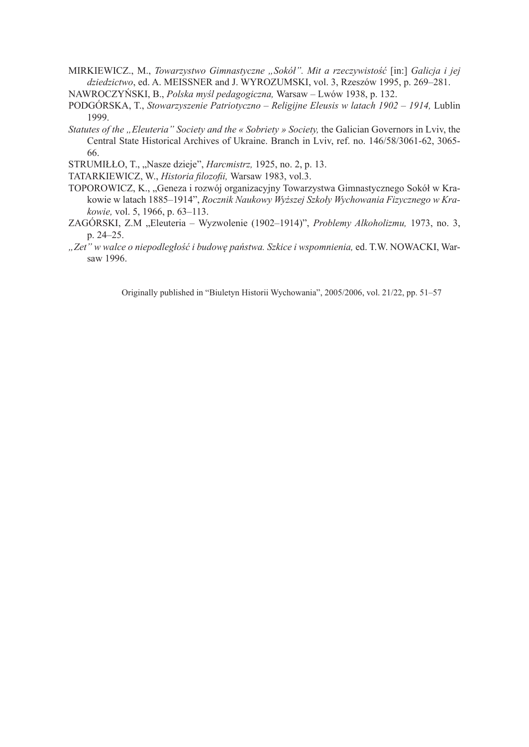MIRKIEWICZ., M., *Towarzystwo Gimnastyczne „Sokół". Mit a rzeczywistość* [in:] *Galicja i jej dziedzictwo*, ed. A. MEISSNER and J. WYROZUMSKI, vol. 3, Rzeszów 1995, p. 269–281.

NAWROCZYŃSKI, B., *Polska myśl pedagogiczna,* Warsaw – Lwów 1938, p. 132.

PODGÓRSKA, T., *Stowarzyszenie Patriotyczno – Religijne Eleusis w latach 1902 – 1914,* Lublin 1999.

*Statutes of the „Eleuteria" Society and the « Sobriety » Society,* the Galician Governors in Lviv, the Central State Historical Archives of Ukraine. Branch in Lviv, ref. no. 146/58/3061-62, 3065-66.

STRUMIŁŁO, T., „Nasze dzieje", *Harcmistrz,* 1925, no. 2, p. 13.

TATARKIEWICZ, W., *Historia filozofii,* Warsaw 1983, vol.3.

TOPOROWICZ, K., „Geneza i rozwój organizacyjny Towarzystwa Gimnastycznego Sokół w Krakowie w latach 1885–1914", *Rocznik Naukowy Wyższej Szkoły Wychowania Fizycznego w Krakowie,* vol. 5, 1966, p. 63–113.

ZAGÓRSKI, Z.M „Eleuteria – Wyzwolenie (1902–1914)", *Problemy Alkoholizmu,* 1973, no. 3, p. 24–25.

*„Zet" w walce o niepodległość i budowę państwa. Szkice i wspomnienia,* ed. T.W. NOWACKI, Warsaw 1996.

Originally published in "Biuletyn Historii Wychowania", 2005/2006, vol. 21/22, pp. 51–57